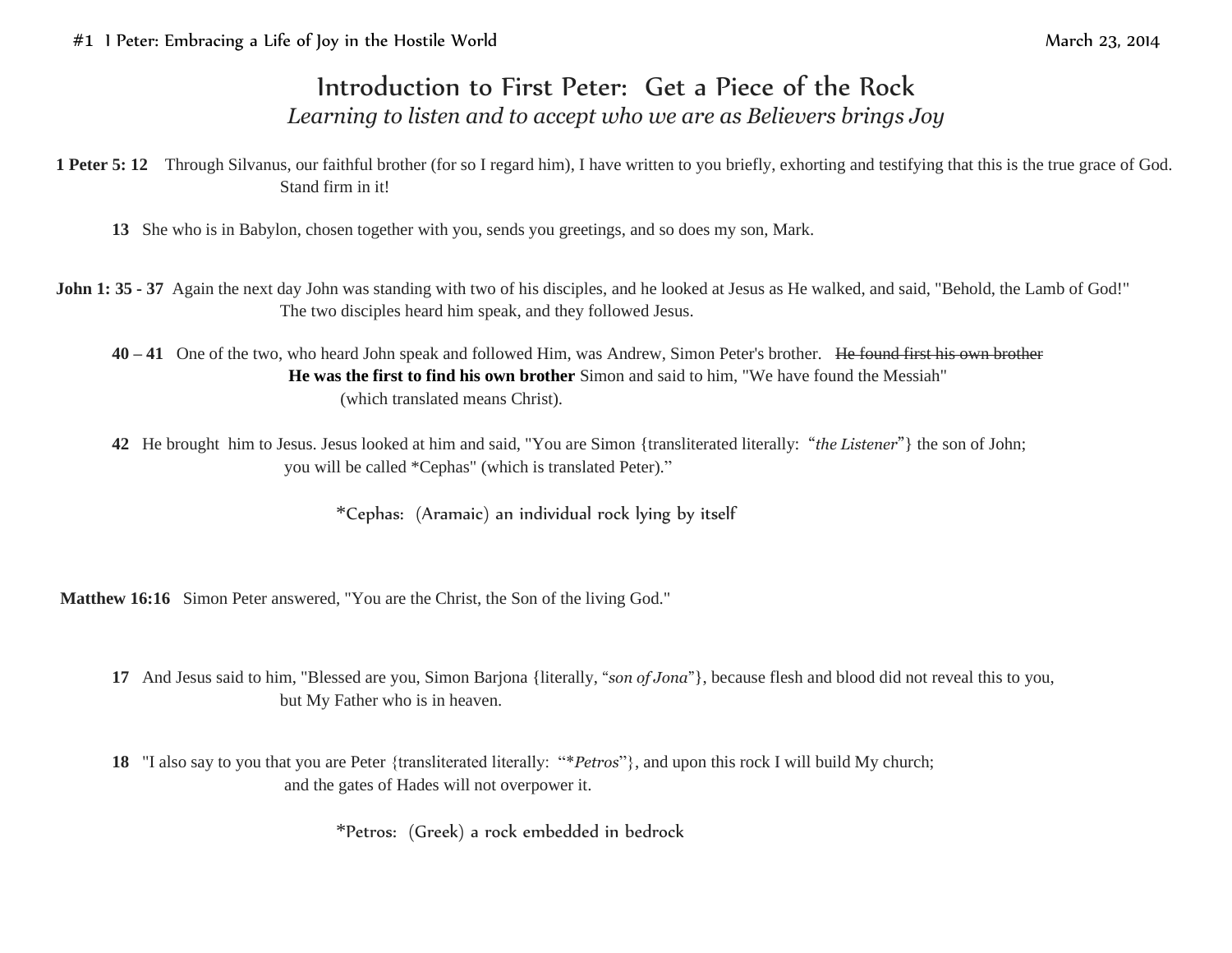#1 I Peter: Embracing a Life of Joy in the Hostile World March 23, 2014

# Introduction to First Peter: Get a Piece of the Rock

*Learning to listen and to accept who we are as Believers brings Joy*

**1 Peter 5: 12** Through Silvanus, our faithful brother (for so I regard him), I have written to you briefly, exhorting and testifying that this is the true grace of God. Stand firm in it!

**13** She who is in Babylon, chosen together with you, sends you greetings, and so does my son, Mark.

**John 1: 35 - 37** Again the next day John was standing with two of his disciples, and he looked at Jesus as He walked, and said, "Behold, the Lamb of God!" The two disciples heard him speak, and they followed Jesus.

**40 – 41** One of the two, who heard John speak and followed Him, was Andrew, Simon Peter's brother. ~~He found first his own brother~~ **He was the first to find his own brother** Simon and said to him, "We have found the Messiah" (which translated means Christ).

**42** He brought him to Jesus. Jesus looked at him and said, "You are Simon {transliterated literally: "*the Listener*"} the son of John; you will be called *Cephas" (which is translated Peter)."

*Cephas: (Aramaic) an individual rock lying by itself

**Matthew 16:16** Simon Peter answered, "You are the Christ, the Son of the living God."

**17** And Jesus said to him, "Blessed are you, Simon Barjona {literally, "*son of Jona*"}, because flesh and blood did not reveal this to you, but My Father who is in heaven.

**18** "I also say to you that you are Peter {transliterated literally: "**Petros*"}, and upon this rock I will build My church; and the gates of Hades will not overpower it.

*Petros: (Greek) a rock embedded in bedrock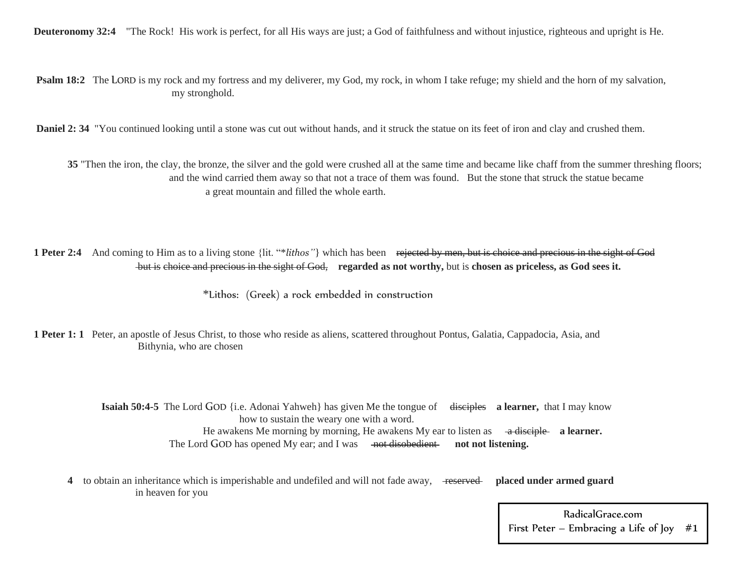**Deuteronomy 32:4** "The Rock! His work is perfect, for all His ways are just; a God of faithfulness and without injustice, righteous and upright is He.

**Psalm 18:2** The LORD is my rock and my fortress and my deliverer, my God, my rock, in whom I take refuge; my shield and the horn of my salvation, my stronghold.

**Daniel 2: 34** "You continued looking until a stone was cut out without hands, and it struck the statue on its feet of iron and clay and crushed them.

**35** "Then the iron, the clay, the bronze, the silver and the gold were crushed all at the same time and became like chaff from the summer threshing floors; and the wind carried them away so that not a trace of them was found. But the stone that struck the statue became a great mountain and filled the whole earth.

**1 Peter 2:4** And coming to Him as to a living stone {lit. "**lithos"*} which has been ~~rejected by men, but is choice and precious in the sight of God~~ ~~but is choice and precious in the sight of God,~~ **regarded as not worthy,** but is **chosen as priceless, as God sees it.**

*Lithos: (Greek) a rock embedded in construction

**1 Peter 1: 1** Peter, an apostle of Jesus Christ, to those who reside as aliens, scattered throughout Pontus, Galatia, Cappadocia, Asia, and Bithynia, who are chosen

**Isaiah 50:4-5** The Lord GOD {i.e. Adonai Yahweh} has given Me the tongue of ~~disciples~~ **a learner,** that I may know how to sustain the weary one with a word.
He awakens Me morning by morning, He awakens My ear to listen as ~~a disciple~~ **a learner.**
The Lord GOD has opened My ear; and I was ~~not disobedient~~ **not not listening.**

**4** to obtain an inheritance which is imperishable and undefiled and will not fade away, ~~reserved~~ **placed under armed guard** in heaven for you

RadicalGrace.com
First Peter – Embracing a Life of Joy #1